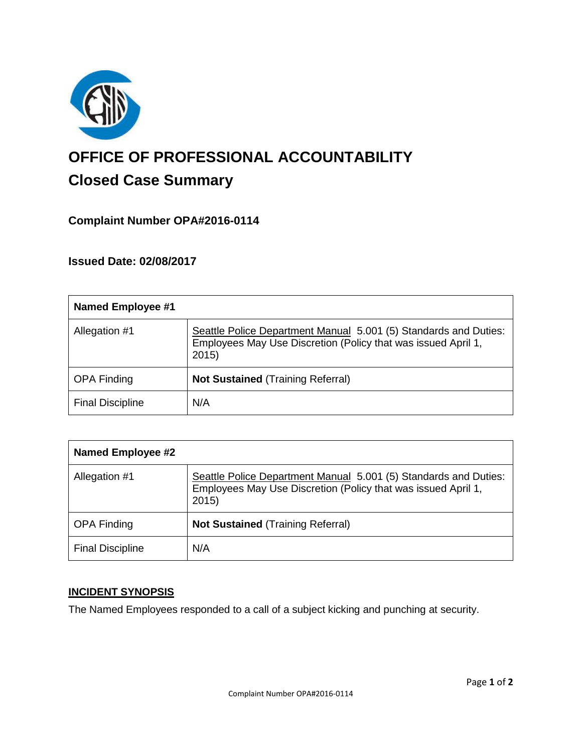# OFFICE OF PROFESSIONAL ACCOUNTABILITY

## Closed Case Summary

### Complaint Number OPA#2016-0114

### Issued Date: 02/08/2017

| Named Employee #1 | |
|---|---|
| Allegation #1 | Seattle Police Department Manual 5.001 (5) Standards and Duties: Employees May Use Discretion (Policy that was issued April 1, 2015) |
| OPA Finding | **Not Sustained** (Training Referral) |
| Final Discipline | N/A |

| Named Employee #2 | |
|---|---|
| Allegation #1 | Seattle Police Department Manual 5.001 (5) Standards and Duties: Employees May Use Discretion (Policy that was issued April 1, 2015) |
| OPA Finding | **Not Sustained** (Training Referral) |
| Final Discipline | N/A |

**INCIDENT SYNOPSIS**

The Named Employees responded to a call of a subject kicking and punching at security.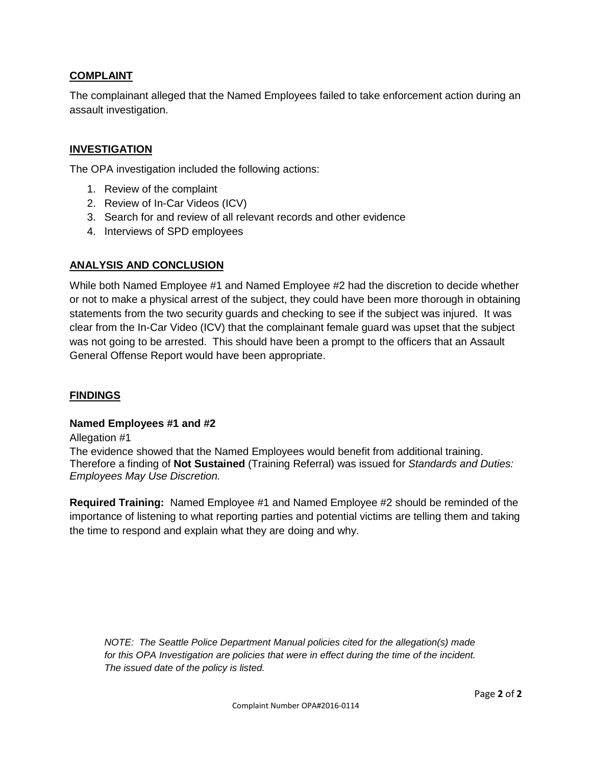## COMPLAINT

The complainant alleged that the Named Employees failed to take enforcement action during an assault investigation.

## INVESTIGATION

The OPA investigation included the following actions:

1. Review of the complaint
2. Review of In-Car Videos (ICV)
3. Search for and review of all relevant records and other evidence
4. Interviews of SPD employees

## ANALYSIS AND CONCLUSION

While both Named Employee #1 and Named Employee #2 had the discretion to decide whether or not to make a physical arrest of the subject, they could have been more thorough in obtaining statements from the two security guards and checking to see if the subject was injured. It was clear from the In-Car Video (ICV) that the complainant female guard was upset that the subject was not going to be arrested. This should have been a prompt to the officers that an Assault General Offense Report would have been appropriate.

## FINDINGS

**Named Employees #1 and #2**

Allegation #1

The evidence showed that the Named Employees would benefit from additional training. Therefore a finding of **Not Sustained** (Training Referral) was issued for *Standards and Duties: Employees May Use Discretion.*

**Required Training:** Named Employee #1 and Named Employee #2 should be reminded of the importance of listening to what reporting parties and potential victims are telling them and taking the time to respond and explain what they are doing and why.

*NOTE: The Seattle Police Department Manual policies cited for the allegation(s) made for this OPA Investigation are policies that were in effect during the time of the incident. The issued date of the policy is listed.*

Complaint Number OPA#2016-0114